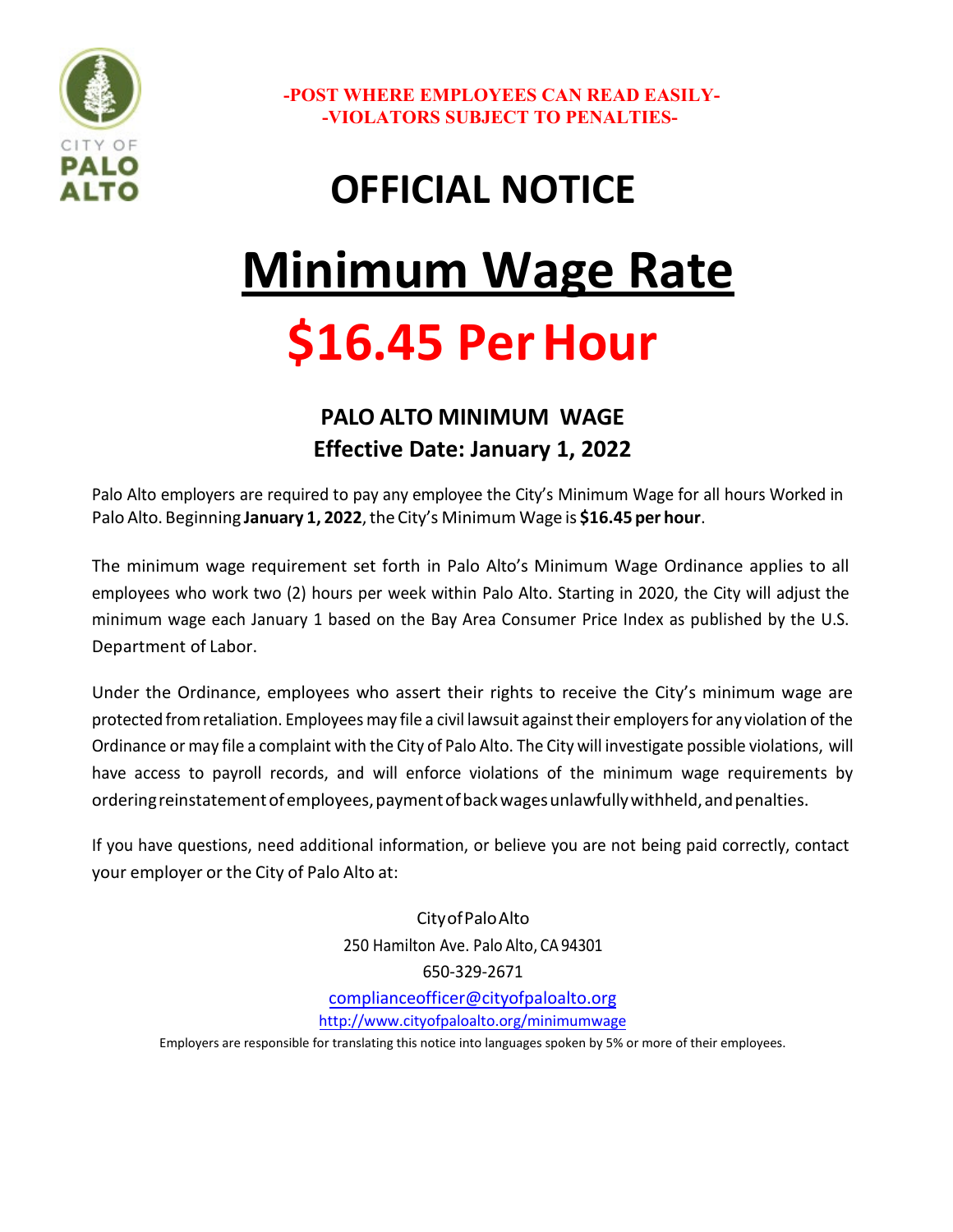CITY OF PALO ALTO

**-POST WHERE EMPLOYEES CAN READ EASILY-**
**-VIOLATORS SUBJECT TO PENALTIES-**

# OFFICIAL NOTICE

# Minimum Wage Rate

# $16.45 Per Hour

## PALO ALTO MINIMUM WAGE
## Effective Date: January 1, 2022

Palo Alto employers are required to pay any employee the City's Minimum Wage for all hours Worked in Palo Alto. Beginning **January 1, 2022**, the City's Minimum Wage is **$16.45 per hour**.

The minimum wage requirement set forth in Palo Alto's Minimum Wage Ordinance applies to all employees who work two (2) hours per week within Palo Alto. Starting in 2020, the City will adjust the minimum wage each January 1 based on the Bay Area Consumer Price Index as published by the U.S. Department of Labor.

Under the Ordinance, employees who assert their rights to receive the City's minimum wage are protected from retaliation. Employees may file a civil lawsuit against their employers for any violation of the Ordinance or may file a complaint with the City of Palo Alto. The City will investigate possible violations, will have access to payroll records, and will enforce violations of the minimum wage requirements by ordering reinstatement of employees, payment of back wages unlawfully withheld, and penalties.

If you have questions, need additional information, or believe you are not being paid correctly, contact your employer or the City of Palo Alto at:

City of Palo Alto
250 Hamilton Ave. Palo Alto, CA 94301
650-329-2671
complianceofficer@cityofpaloalto.org
http://www.cityofpaloalto.org/minimumwage

Employers are responsible for translating this notice into languages spoken by 5% or more of their employees.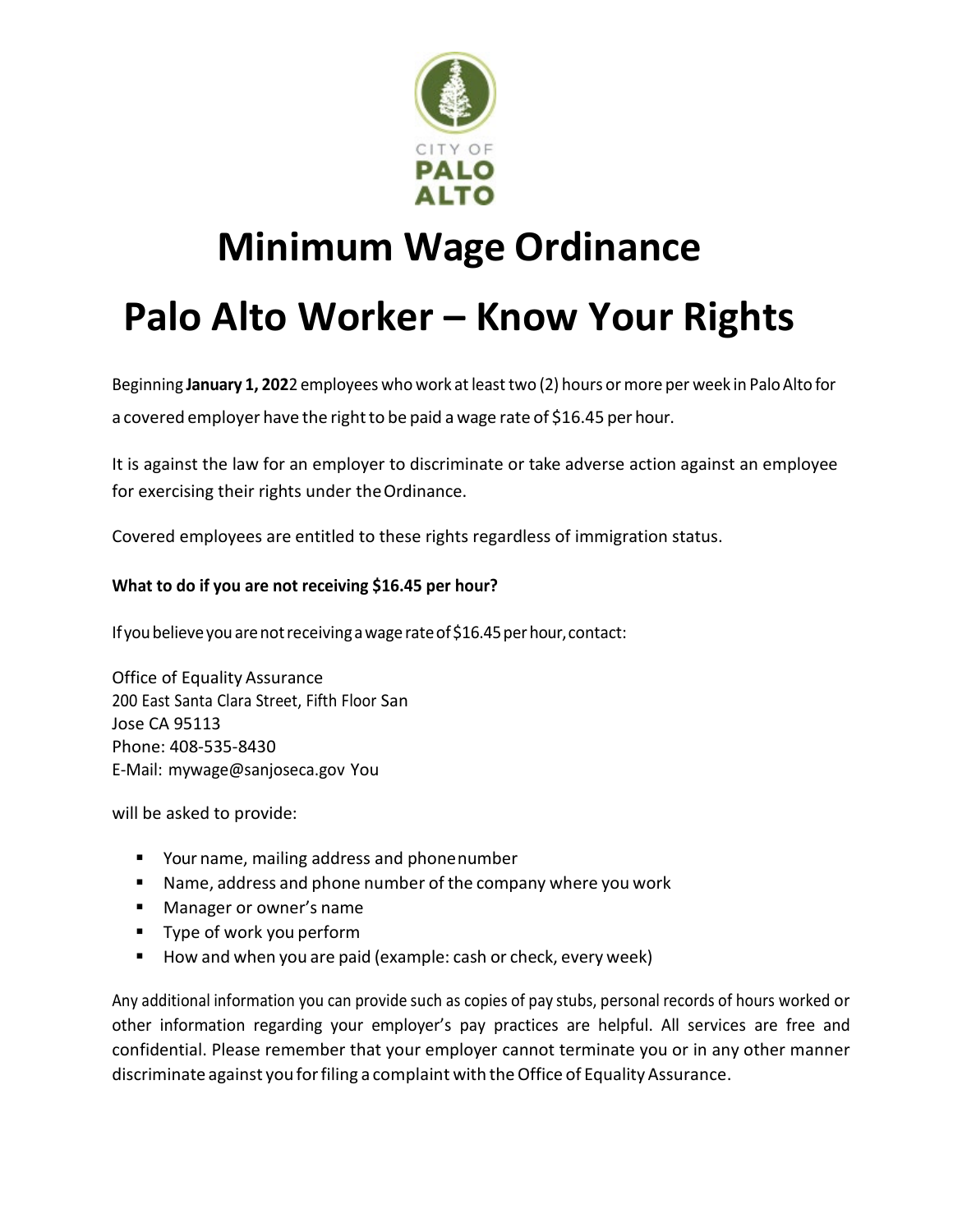CITY OF
PALO
ALTO

# Minimum Wage Ordinance

# Palo Alto Worker – Know Your Rights

Beginning **January 1, 2022** employees who work at least two (2) hours or more per week in Palo Alto for a covered employer have the right to be paid a wage rate of $16.45 per hour.

It is against the law for an employer to discriminate or take adverse action against an employee for exercising their rights under the Ordinance.

Covered employees are entitled to these rights regardless of immigration status.

**What to do if you are not receiving $16.45 per hour?**

If you believe you are not receiving a wage rate of $16.45 per hour, contact:

Office of Equality Assurance
200 East Santa Clara Street, Fifth Floor San Jose CA 95113
Phone: 408-535-8430
E-Mail: mywage@sanjoseca.gov

You will be asked to provide:

- Your name, mailing address and phone number
- Name, address and phone number of the company where you work
- Manager or owner's name
- Type of work you perform
- How and when you are paid (example: cash or check, every week)

Any additional information you can provide such as copies of pay stubs, personal records of hours worked or other information regarding your employer's pay practices are helpful. All services are free and confidential. Please remember that your employer cannot terminate you or in any other manner discriminate against you for filing a complaint with the Office of Equality Assurance.